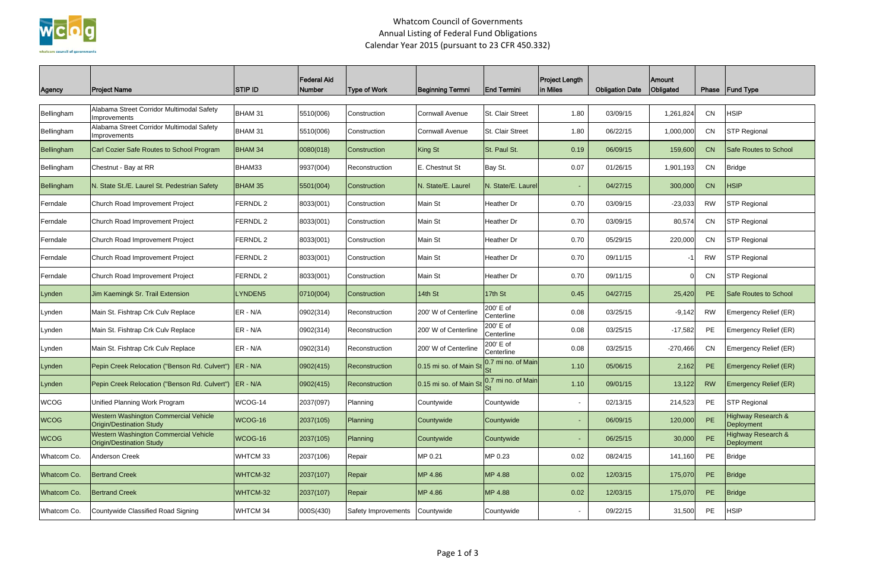# Whatcom Council of Governments
## Annual Listing of Federal Fund Obligations
## Calendar Year 2015 (pursuant to 23 CFR 450.332)

| Agency | Project Name | STIP ID | Federal Aid Number | Type of Work | Beginning Termni | End Termini | Project Length in Miles | Obligation Date | Amount Obligated | Phase | Fund Type |
|---|---|---|---|---|---|---|---|---|---|---|---|
| Bellingham | Alabama Street Corridor Multimodal Safety Improvements | BHAM 31 | 5510(006) | Construction | Cornwall Avenue | St. Clair Street | 1.80 | 03/09/15 | 1,261,824 | CN | HSIP |
| Bellingham | Alabama Street Corridor Multimodal Safety Improvements | BHAM 31 | 5510(006) | Construction | Cornwall Avenue | St. Clair Street | 1.80 | 06/22/15 | 1,000,000 | CN | STP Regional |
| Bellingham | Carl Cozier Safe Routes to School Program | BHAM 34 | 0080(018) | Construction | King St | St. Paul St. | 0.19 | 06/09/15 | 159,600 | CN | Safe Routes to School |
| Bellingham | Chestnut - Bay at RR | BHAM33 | 9937(004) | Reconstruction | E. Chestnut St | Bay St. | 0.07 | 01/26/15 | 1,901,193 | CN | Bridge |
| Bellingham | N. State St./E. Laurel St. Pedestrian Safety | BHAM 35 | 5501(004) | Construction | N. State/E. Laurel | N. State/E. Laurel | - | 04/27/15 | 300,000 | CN | HSIP |
| Ferndale | Church Road Improvement Project | FERNDL 2 | 8033(001) | Construction | Main St | Heather Dr | 0.70 | 03/09/15 | -23,033 | RW | STP Regional |
| Ferndale | Church Road Improvement Project | FERNDL 2 | 8033(001) | Construction | Main St | Heather Dr | 0.70 | 03/09/15 | 80,574 | CN | STP Regional |
| Ferndale | Church Road Improvement Project | FERNDL 2 | 8033(001) | Construction | Main St | Heather Dr | 0.70 | 05/29/15 | 220,000 | CN | STP Regional |
| Ferndale | Church Road Improvement Project | FERNDL 2 | 8033(001) | Construction | Main St | Heather Dr | 0.70 | 09/11/15 | -1 | RW | STP Regional |
| Ferndale | Church Road Improvement Project | FERNDL 2 | 8033(001) | Construction | Main St | Heather Dr | 0.70 | 09/11/15 | 0 | CN | STP Regional |
| Lynden | Jim Kaemingk Sr. Trail Extension | LYNDEN5 | 0710(004) | Construction | 14th St | 17th St | 0.45 | 04/27/15 | 25,420 | PE | Safe Routes to School |
| Lynden | Main St. Fishtrap Crk Culv Replace | ER - N/A | 0902(314) | Reconstruction | 200' W of Centerline | 200' E of Centerline | 0.08 | 03/25/15 | -9,142 | RW | Emergency Relief (ER) |
| Lynden | Main St. Fishtrap Crk Culv Replace | ER - N/A | 0902(314) | Reconstruction | 200' W of Centerline | 200' E of Centerline | 0.08 | 03/25/15 | -17,582 | PE | Emergency Relief (ER) |
| Lynden | Main St. Fishtrap Crk Culv Replace | ER - N/A | 0902(314) | Reconstruction | 200' W of Centerline | 200' E of Centerline | 0.08 | 03/25/15 | -270,466 | CN | Emergency Relief (ER) |
| Lynden | Pepin Creek Relocation ("Benson Rd. Culvert") | ER - N/A | 0902(415) | Reconstruction | 0.15 mi so. of Main St | 0.7 mi no. of Main St | 1.10 | 05/06/15 | 2,162 | PE | Emergency Relief (ER) |
| Lynden | Pepin Creek Relocation ("Benson Rd. Culvert") | ER - N/A | 0902(415) | Reconstruction | 0.15 mi so. of Main St | 0.7 mi no. of Main St | 1.10 | 09/01/15 | 13,122 | RW | Emergency Relief (ER) |
| WCOG | Unified Planning Work Program | WCOG-14 | 2037(097) | Planning | Countywide | Countywide | - | 02/13/15 | 214,523 | PE | STP Regional |
| WCOG | Western Washington Commercial Vehicle Origin/Destination Study | WCOG-16 | 2037(105) | Planning | Countywide | Countywide | - | 06/09/15 | 120,000 | PE | Highway Research & Deployment |
| WCOG | Western Washington Commercial Vehicle Origin/Destination Study | WCOG-16 | 2037(105) | Planning | Countywide | Countywide | - | 06/25/15 | 30,000 | PE | Highway Research & Deployment |
| Whatcom Co. | Anderson Creek | WHTCM 33 | 2037(106) | Repair | MP 0.21 | MP 0.23 | 0.02 | 08/24/15 | 141,160 | PE | Bridge |
| Whatcom Co. | Bertrand Creek | WHTCM-32 | 2037(107) | Repair | MP 4.86 | MP 4.88 | 0.02 | 12/03/15 | 175,070 | PE | Bridge |
| Whatcom Co. | Bertrand Creek | WHTCM-32 | 2037(107) | Repair | MP 4.86 | MP 4.88 | 0.02 | 12/03/15 | 175,070 | PE | Bridge |
| Whatcom Co. | Countywide Classified Road Signing | WHTCM 34 | 000S(430) | Safety Improvements | Countywide | Countywide | - | 09/22/15 | 31,500 | PE | HSIP |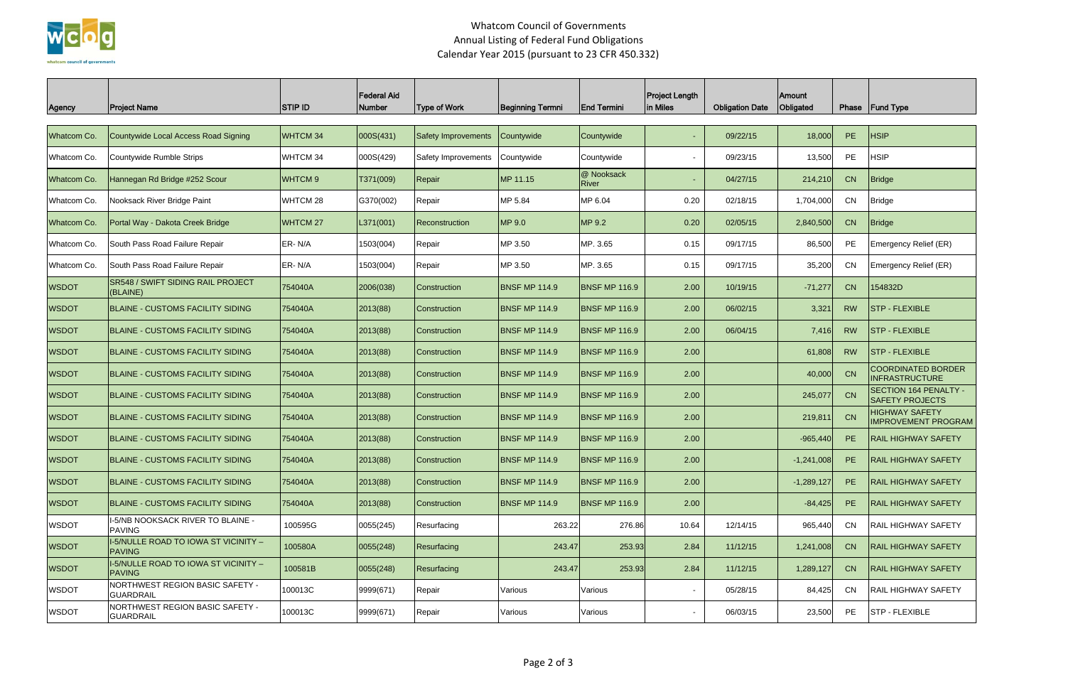# Whatcom Council of Governments
## Annual Listing of Federal Fund Obligations
### Calendar Year 2015 (pursuant to 23 CFR 450.332)

| Agency | Project Name | STIP ID | Federal Aid Number | Type of Work | Beginning Termni | End Termini | Project Length in Miles | Obligation Date | Amount Obligated | Phase | Fund Type |
|---|---|---|---|---|---|---|---|---|---|---|---|
| Whatcom Co. | Countywide Local Access Road Signing | WHTCM 34 | 000S(431) | Safety Improvements | Countywide | Countywide | - | 09/22/15 | 18,000 | PE | HSIP |
| Whatcom Co. | Countywide Rumble Strips | WHTCM 34 | 000S(429) | Safety Improvements | Countywide | Countywide | - | 09/23/15 | 13,500 | PE | HSIP |
| Whatcom Co. | Hannegan Rd Bridge #252 Scour | WHTCM 9 | T371(009) | Repair | MP 11.15 | @ Nooksack River | - | 04/27/15 | 214,210 | CN | Bridge |
| Whatcom Co. | Nooksack River Bridge Paint | WHTCM 28 | G370(002) | Repair | MP 5.84 | MP 6.04 | 0.20 | 02/18/15 | 1,704,000 | CN | Bridge |
| Whatcom Co. | Portal Way - Dakota Creek Bridge | WHTCM 27 | L371(001) | Reconstruction | MP 9.0 | MP 9.2 | 0.20 | 02/05/15 | 2,840,500 | CN | Bridge |
| Whatcom Co. | South Pass Road Failure Repair | ER- N/A | 1503(004) | Repair | MP 3.50 | MP. 3.65 | 0.15 | 09/17/15 | 86,500 | PE | Emergency Relief (ER) |
| Whatcom Co. | South Pass Road Failure Repair | ER- N/A | 1503(004) | Repair | MP 3.50 | MP. 3.65 | 0.15 | 09/17/15 | 35,200 | CN | Emergency Relief (ER) |
| WSDOT | SR548 / SWIFT SIDING RAIL PROJECT (BLAINE) | 754040A | 2006(038) | Construction | BNSF MP 114.9 | BNSF MP 116.9 | 2.00 | 10/19/15 | -71,277 | CN | 154832D |
| WSDOT | BLAINE - CUSTOMS FACILITY SIDING | 754040A | 2013(88) | Construction | BNSF MP 114.9 | BNSF MP 116.9 | 2.00 | 06/02/15 | 3,321 | RW | STP - FLEXIBLE |
| WSDOT | BLAINE - CUSTOMS FACILITY SIDING | 754040A | 2013(88) | Construction | BNSF MP 114.9 | BNSF MP 116.9 | 2.00 | 06/04/15 | 7,416 | RW | STP - FLEXIBLE |
| WSDOT | BLAINE - CUSTOMS FACILITY SIDING | 754040A | 2013(88) | Construction | BNSF MP 114.9 | BNSF MP 116.9 | 2.00 | | 61,808 | RW | STP - FLEXIBLE |
| WSDOT | BLAINE - CUSTOMS FACILITY SIDING | 754040A | 2013(88) | Construction | BNSF MP 114.9 | BNSF MP 116.9 | 2.00 | | 40,000 | CN | COORDINATED BORDER INFRASTRUCTURE |
| WSDOT | BLAINE - CUSTOMS FACILITY SIDING | 754040A | 2013(88) | Construction | BNSF MP 114.9 | BNSF MP 116.9 | 2.00 | | 245,077 | CN | SECTION 164 PENALTY - SAFETY PROJECTS |
| WSDOT | BLAINE - CUSTOMS FACILITY SIDING | 754040A | 2013(88) | Construction | BNSF MP 114.9 | BNSF MP 116.9 | 2.00 | | 219,811 | CN | HIGHWAY SAFETY IMPROVEMENT PROGRAM |
| WSDOT | BLAINE - CUSTOMS FACILITY SIDING | 754040A | 2013(88) | Construction | BNSF MP 114.9 | BNSF MP 116.9 | 2.00 | | -965,440 | PE | RAIL HIGHWAY SAFETY |
| WSDOT | BLAINE - CUSTOMS FACILITY SIDING | 754040A | 2013(88) | Construction | BNSF MP 114.9 | BNSF MP 116.9 | 2.00 | | -1,241,008 | PE | RAIL HIGHWAY SAFETY |
| WSDOT | BLAINE - CUSTOMS FACILITY SIDING | 754040A | 2013(88) | Construction | BNSF MP 114.9 | BNSF MP 116.9 | 2.00 | | -1,289,127 | PE | RAIL HIGHWAY SAFETY |
| WSDOT | BLAINE - CUSTOMS FACILITY SIDING | 754040A | 2013(88) | Construction | BNSF MP 114.9 | BNSF MP 116.9 | 2.00 | | -84,425 | PE | RAIL HIGHWAY SAFETY |
| WSDOT | I-5/NB NOOKSACK RIVER TO BLAINE - PAVING | 100595G | 0055(245) | Resurfacing | 263.22 | 276.86 | 10.64 | 12/14/15 | 965,440 | CN | RAIL HIGHWAY SAFETY |
| WSDOT | I-5/NULLE ROAD TO IOWA ST VICINITY – PAVING | 100580A | 0055(248) | Resurfacing | 243.47 | 253.93 | 2.84 | 11/12/15 | 1,241,008 | CN | RAIL HIGHWAY SAFETY |
| WSDOT | I-5/NULLE ROAD TO IOWA ST VICINITY – PAVING | 100581B | 0055(248) | Resurfacing | 243.47 | 253.93 | 2.84 | 11/12/15 | 1,289,127 | CN | RAIL HIGHWAY SAFETY |
| WSDOT | NORTHWEST REGION BASIC SAFETY - GUARDRAIL | 100013C | 9999(671) | Repair | Various | Various | - | 05/28/15 | 84,425 | CN | RAIL HIGHWAY SAFETY |
| WSDOT | NORTHWEST REGION BASIC SAFETY - GUARDRAIL | 100013C | 9999(671) | Repair | Various | Various | - | 06/03/15 | 23,500 | PE | STP - FLEXIBLE |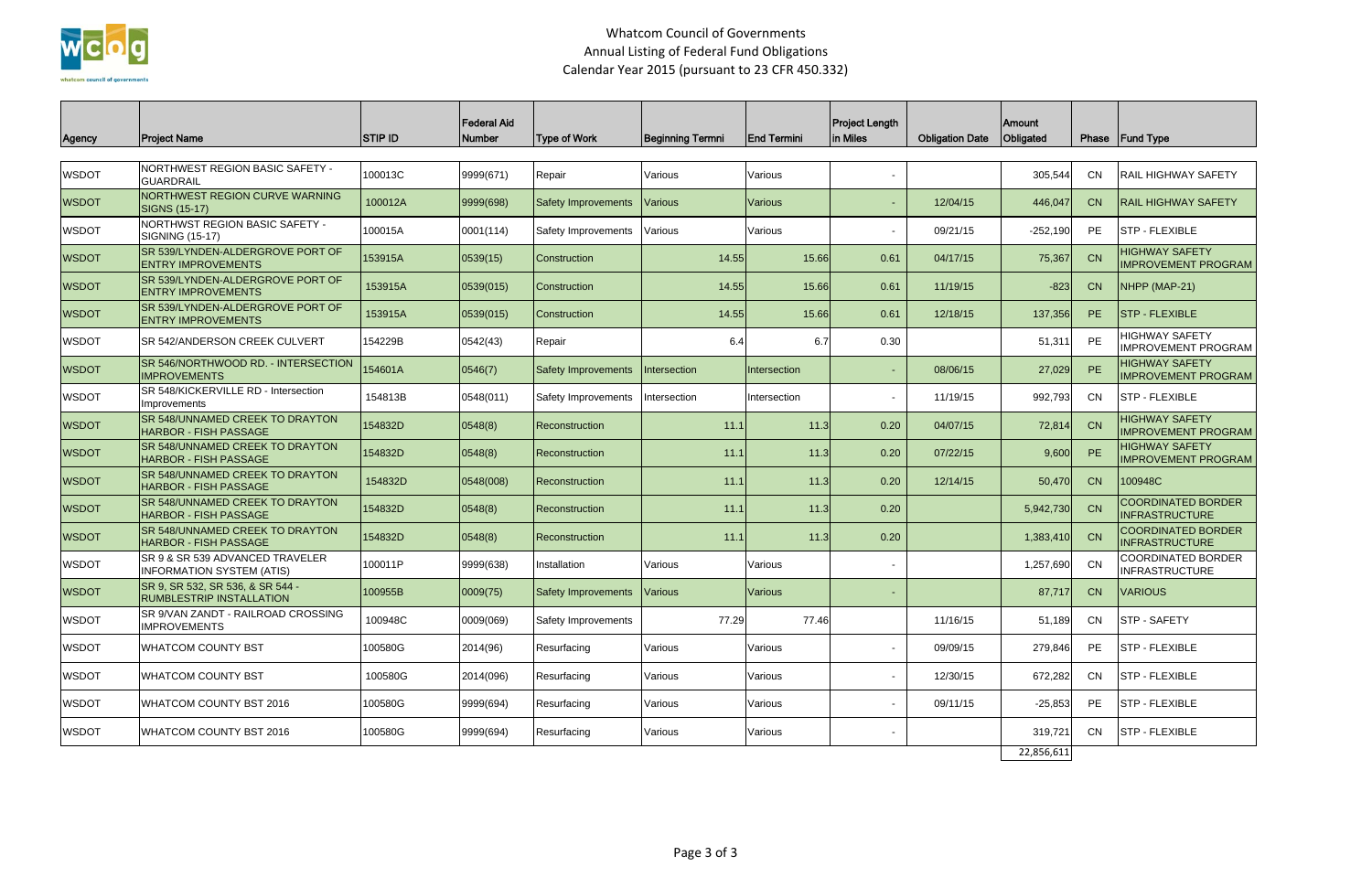# Whatcom Council of Governments
## Annual Listing of Federal Fund Obligations
## Calendar Year 2015 (pursuant to 23 CFR 450.332)

| Agency | Project Name | STIP ID | Federal Aid Number | Type of Work | Beginning Termni | End Termini | Project Length in Miles | Obligation Date | Amount Obligated | Phase | Fund Type |
|---|---|---|---|---|---|---|---|---|---|---|---|
| WSDOT | NORTHWEST REGION BASIC SAFETY - GUARDRAIL | 100013C | 9999(671) | Repair | Various | Various | - | | 305,544 | CN | RAIL HIGHWAY SAFETY |
| WSDOT | NORTHWEST REGION CURVE WARNING SIGNS (15-17) | 100012A | 9999(698) | Safety Improvements | Various | Various | - | 12/04/15 | 446,047 | CN | RAIL HIGHWAY SAFETY |
| WSDOT | NORTHWST REGION BASIC SAFETY - SIGNING (15-17) | 100015A | 0001(114) | Safety Improvements | Various | Various | - | 09/21/15 | -252,190 | PE | STP - FLEXIBLE |
| WSDOT | SR 539/LYNDEN-ALDERGROVE PORT OF ENTRY IMPROVEMENTS | 153915A | 0539(15) | Construction | 14.55 | 15.66 | 0.61 | 04/17/15 | 75,367 | CN | HIGHWAY SAFETY IMPROVEMENT PROGRAM |
| WSDOT | SR 539/LYNDEN-ALDERGROVE PORT OF ENTRY IMPROVEMENTS | 153915A | 0539(015) | Construction | 14.55 | 15.66 | 0.61 | 11/19/15 | -823 | CN | NHPP (MAP-21) |
| WSDOT | SR 539/LYNDEN-ALDERGROVE PORT OF ENTRY IMPROVEMENTS | 153915A | 0539(015) | Construction | 14.55 | 15.66 | 0.61 | 12/18/15 | 137,356 | PE | STP - FLEXIBLE |
| WSDOT | SR 542/ANDERSON CREEK CULVERT | 154229B | 0542(43) | Repair | 6.4 | 6.7 | 0.30 | | 51,311 | PE | HIGHWAY SAFETY IMPROVEMENT PROGRAM |
| WSDOT | SR 546/NORTHWOOD RD. - INTERSECTION IMPROVEMENTS | 154601A | 0546(7) | Safety Improvements | Intersection | Intersection | - | 08/06/15 | 27,029 | PE | HIGHWAY SAFETY IMPROVEMENT PROGRAM |
| WSDOT | SR 548/KICKERVILLE RD - Intersection Improvements | 154813B | 0548(011) | Safety Improvements | Intersection | Intersection | - | 11/19/15 | 992,793 | CN | STP - FLEXIBLE |
| WSDOT | SR 548/UNNAMED CREEK TO DRAYTON HARBOR - FISH PASSAGE | 154832D | 0548(8) | Reconstruction | 11.1 | 11.3 | 0.20 | 04/07/15 | 72,814 | CN | HIGHWAY SAFETY IMPROVEMENT PROGRAM |
| WSDOT | SR 548/UNNAMED CREEK TO DRAYTON HARBOR - FISH PASSAGE | 154832D | 0548(8) | Reconstruction | 11.1 | 11.3 | 0.20 | 07/22/15 | 9,600 | PE | HIGHWAY SAFETY IMPROVEMENT PROGRAM |
| WSDOT | SR 548/UNNAMED CREEK TO DRAYTON HARBOR - FISH PASSAGE | 154832D | 0548(008) | Reconstruction | 11.1 | 11.3 | 0.20 | 12/14/15 | 50,470 | CN | 100948C |
| WSDOT | SR 548/UNNAMED CREEK TO DRAYTON HARBOR - FISH PASSAGE | 154832D | 0548(8) | Reconstruction | 11.1 | 11.3 | 0.20 | | 5,942,730 | CN | COORDINATED BORDER INFRASTRUCTURE |
| WSDOT | SR 548/UNNAMED CREEK TO DRAYTON HARBOR - FISH PASSAGE | 154832D | 0548(8) | Reconstruction | 11.1 | 11.3 | 0.20 | | 1,383,410 | CN | COORDINATED BORDER INFRASTRUCTURE |
| WSDOT | SR 9 & SR 539 ADVANCED TRAVELER INFORMATION SYSTEM (ATIS) | 100011P | 9999(638) | Installation | Various | Various | - | | 1,257,690 | CN | COORDINATED BORDER INFRASTRUCTURE |
| WSDOT | SR 9, SR 532, SR 536, & SR 544 - RUMBLESTRIP INSTALLATION | 100955B | 0009(75) | Safety Improvements | Various | Various | - | | 87,717 | CN | VARIOUS |
| WSDOT | SR 9/VAN ZANDT - RAILROAD CROSSING IMPROVEMENTS | 100948C | 0009(069) | Safety Improvements | 77.29 | 77.46 | | 11/16/15 | 51,189 | CN | STP - SAFETY |
| WSDOT | WHATCOM COUNTY BST | 100580G | 2014(96) | Resurfacing | Various | Various | - | 09/09/15 | 279,846 | PE | STP - FLEXIBLE |
| WSDOT | WHATCOM COUNTY BST | 100580G | 2014(096) | Resurfacing | Various | Various | - | 12/30/15 | 672,282 | CN | STP - FLEXIBLE |
| WSDOT | WHATCOM COUNTY BST 2016 | 100580G | 9999(694) | Resurfacing | Various | Various | - | 09/11/15 | -25,853 | PE | STP - FLEXIBLE |
| WSDOT | WHATCOM COUNTY BST 2016 | 100580G | 9999(694) | Resurfacing | Various | Various | - | | 319,721 | CN | STP - FLEXIBLE |
| | | | | | | | | | 22,856,611 | | |